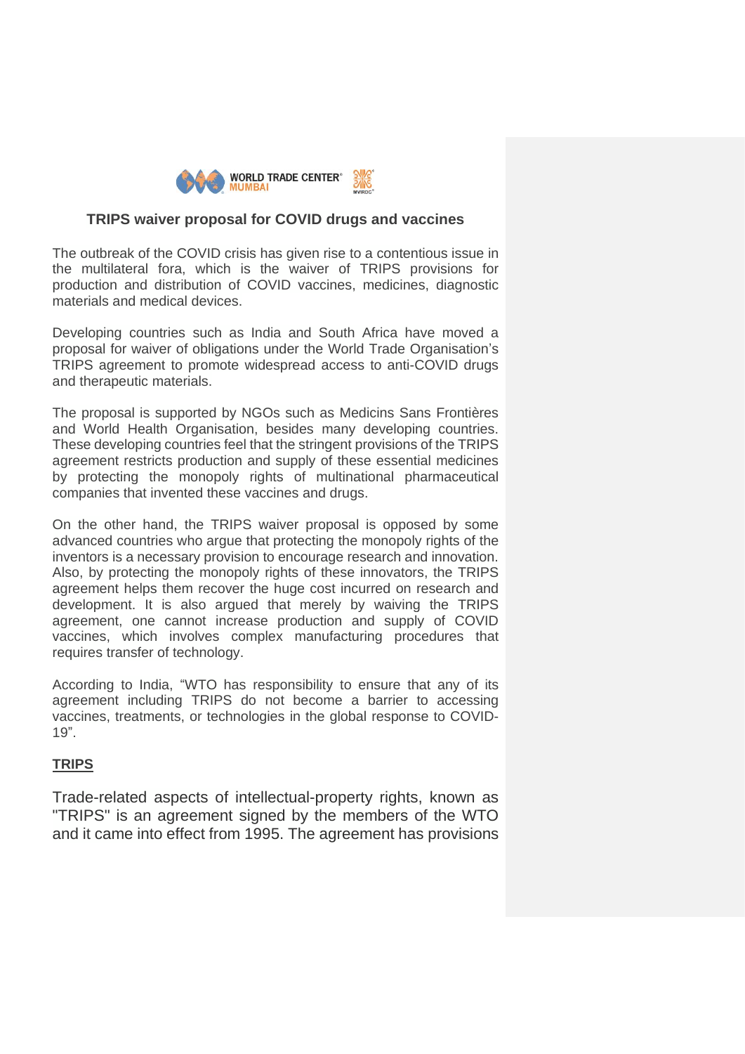## TRIPS waiver proposal for COVID drugs and vaccines

The outbreak of the COVID crisis has given rise to a contentious issue in the multilateral fora, which is the waiver of TRIPS provisions for production and distribution of COVID vaccines, medicines, diagnostic materials and medical devices.

Developing countries such as India and South Africa have moved a proposal for waiver of obligations under the World Trade Organisation's TRIPS agreement to promote widespread access to anti-COVID drugs and therapeutic materials.

The proposal is supported by NGOs such as Medicins Sans Frontières and World Health Organisation, besides many developing countries. These developing countries feel that the stringent provisions of the TRIPS agreement restricts production and supply of these essential medicines by protecting the monopoly rights of multinational pharmaceutical companies that invented these vaccines and drugs.

On the other hand, the TRIPS waiver proposal is opposed by some advanced countries who argue that protecting the monopoly rights of the inventors is a necessary provision to encourage research and innovation. Also, by protecting the monopoly rights of these innovators, the TRIPS agreement helps them recover the huge cost incurred on research and development. It is also argued that merely by waiving the TRIPS agreement, one cannot increase production and supply of COVID vaccines, which involves complex manufacturing procedures that requires transfer of technology.

According to India, "WTO has responsibility to ensure that any of its agreement including TRIPS do not become a barrier to accessing vaccines, treatments, or technologies in the global response to COVID-19".

### TRIPS

Trade-related aspects of intellectual-property rights, known as "TRIPS" is an agreement signed by the members of the WTO and it came into effect from 1995. The agreement has provisions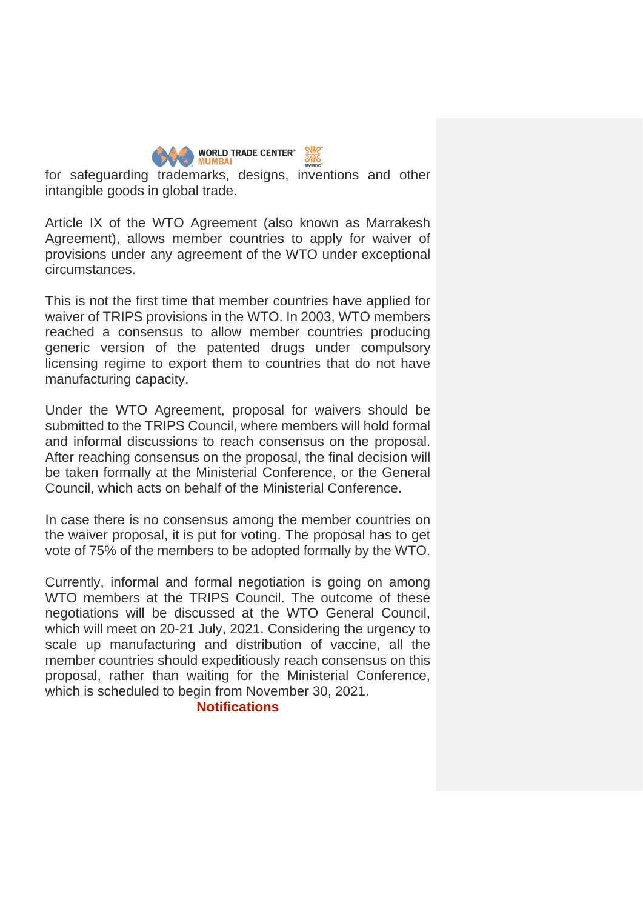for safeguarding trademarks, designs, inventions and other intangible goods in global trade.

Article IX of the WTO Agreement (also known as Marrakesh Agreement), allows member countries to apply for waiver of provisions under any agreement of the WTO under exceptional circumstances.

This is not the first time that member countries have applied for waiver of TRIPS provisions in the WTO. In 2003, WTO members reached a consensus to allow member countries producing generic version of the patented drugs under compulsory licensing regime to export them to countries that do not have manufacturing capacity.

Under the WTO Agreement, proposal for waivers should be submitted to the TRIPS Council, where members will hold formal and informal discussions to reach consensus on the proposal. After reaching consensus on the proposal, the final decision will be taken formally at the Ministerial Conference, or the General Council, which acts on behalf of the Ministerial Conference.

In case there is no consensus among the member countries on the waiver proposal, it is put for voting. The proposal has to get vote of 75% of the members to be adopted formally by the WTO.

Currently, informal and formal negotiation is going on among WTO members at the TRIPS Council. The outcome of these negotiations will be discussed at the WTO General Council, which will meet on 20-21 July, 2021. Considering the urgency to scale up manufacturing and distribution of vaccine, all the member countries should expeditiously reach consensus on this proposal, rather than waiting for the Ministerial Conference, which is scheduled to begin from November 30, 2021.

## Notifications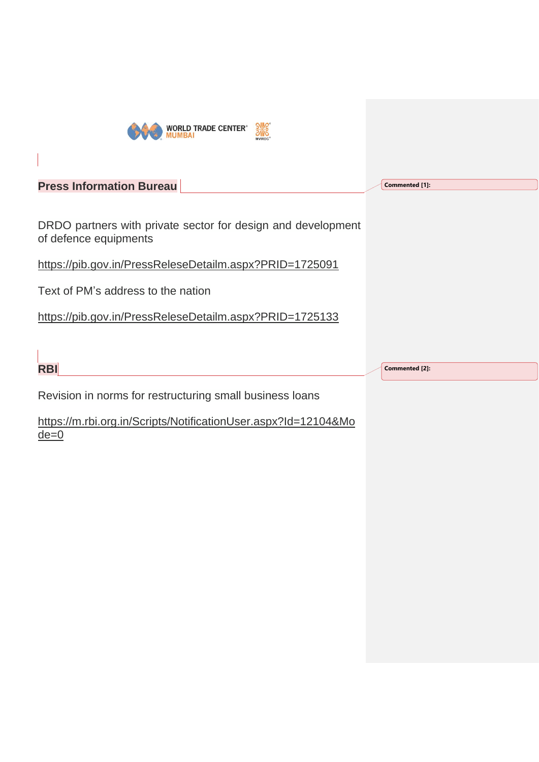## Press Information Bureau

DRDO partners with private sector for design and development of defence equipments

https://pib.gov.in/PressReleseDetailm.aspx?PRID=1725091

Text of PM's address to the nation

https://pib.gov.in/PressReleseDetailm.aspx?PRID=1725133

## RBI

Revision in norms for restructuring small business loans

https://m.rbi.org.in/Scripts/NotificationUser.aspx?Id=12104&Mode=0